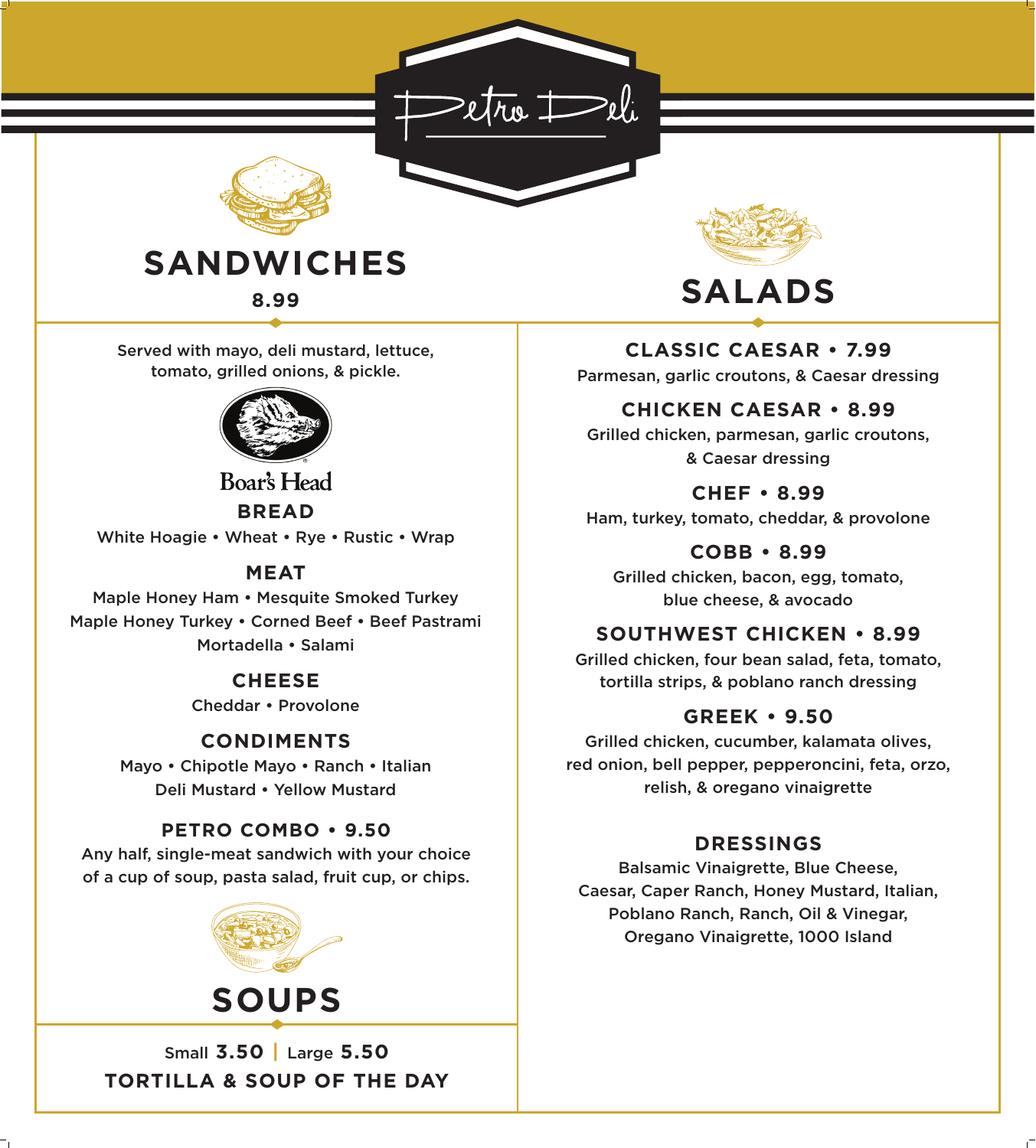# Petro Deli

## SANDWICHES

**8.99**

Served with mayo, deli mustard, lettuce, tomato, grilled onions, & pickle.

Boar's Head

### BREAD

White Hoagie • Wheat • Rye • Rustic • Wrap

### MEAT

Maple Honey Ham • Mesquite Smoked Turkey
Maple Honey Turkey • Corned Beef • Beef Pastrami
Mortadella • Salami

### CHEESE

Cheddar • Provolone

### CONDIMENTS

Mayo • Chipotle Mayo • Ranch • Italian
Deli Mustard • Yellow Mustard

### PETRO COMBO • 9.50

Any half, single-meat sandwich with your choice of a cup of soup, pasta salad, fruit cup, or chips.

## SOUPS

Small **3.50** | Large **5.50**

**TORTILLA & SOUP OF THE DAY**

## SALADS

### CLASSIC CAESAR • 7.99

Parmesan, garlic croutons, & Caesar dressing

### CHICKEN CAESAR • 8.99

Grilled chicken, parmesan, garlic croutons, & Caesar dressing

### CHEF • 8.99

Ham, turkey, tomato, cheddar, & provolone

### COBB • 8.99

Grilled chicken, bacon, egg, tomato, blue cheese, & avocado

### SOUTHWEST CHICKEN • 8.99

Grilled chicken, four bean salad, feta, tomato, tortilla strips, & poblano ranch dressing

### GREEK • 9.50

Grilled chicken, cucumber, kalamata olives, red onion, bell pepper, pepperoncini, feta, orzo, relish, & oregano vinaigrette

### DRESSINGS

Balsamic Vinaigrette, Blue Cheese, Caesar, Caper Ranch, Honey Mustard, Italian, Poblano Ranch, Ranch, Oil & Vinegar, Oregano Vinaigrette, 1000 Island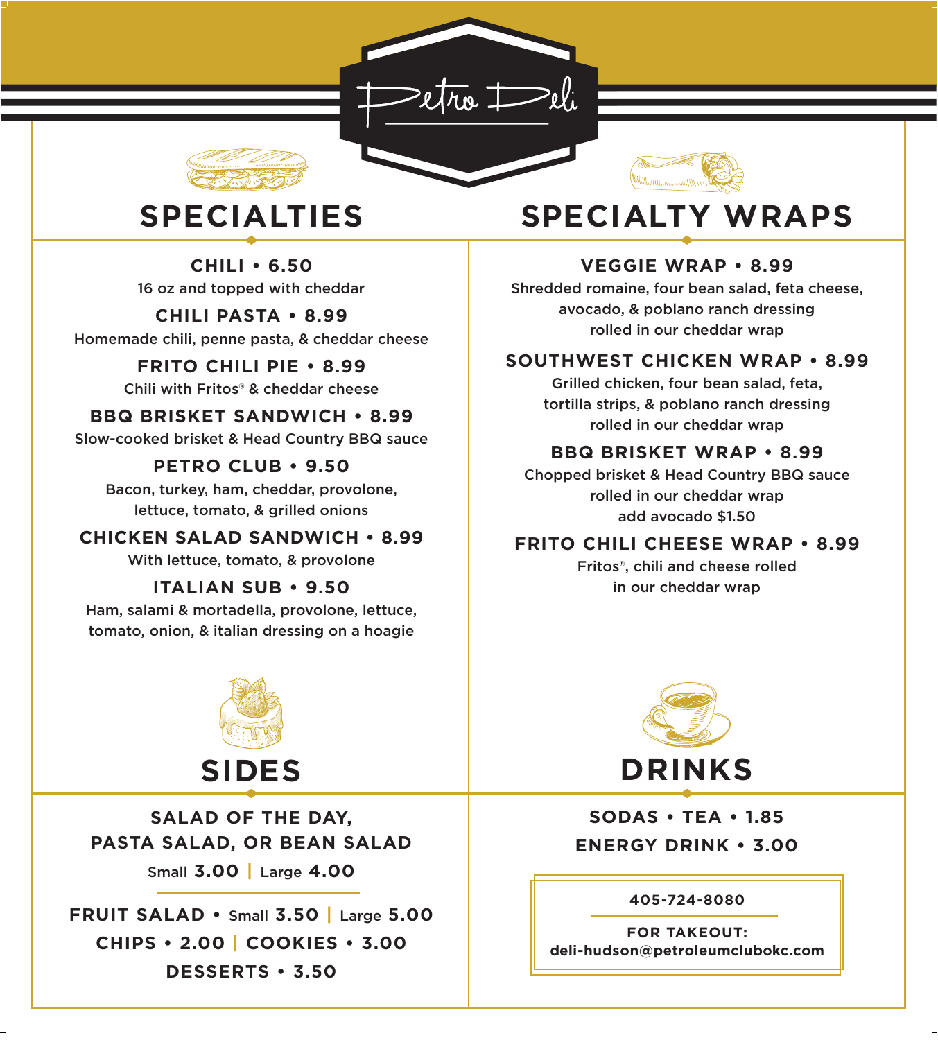# Petro Deli

## SPECIALTIES

**CHILI • 6.50**
16 oz and topped with cheddar

**CHILI PASTA • 8.99**
Homemade chili, penne pasta, & cheddar cheese

**FRITO CHILI PIE • 8.99**
Chili with Fritos® & cheddar cheese

**BBQ BRISKET SANDWICH • 8.99**
Slow-cooked brisket & Head Country BBQ sauce

**PETRO CLUB • 9.50**
Bacon, turkey, ham, cheddar, provolone, lettuce, tomato, & grilled onions

**CHICKEN SALAD SANDWICH • 8.99**
With lettuce, tomato, & provolone

**ITALIAN SUB • 9.50**
Ham, salami & mortadella, provolone, lettuce, tomato, onion, & italian dressing on a hoagie

## SPECIALTY WRAPS

**VEGGIE WRAP • 8.99**
Shredded romaine, four bean salad, feta cheese, avocado, & poblano ranch dressing rolled in our cheddar wrap

**SOUTHWEST CHICKEN WRAP • 8.99**
Grilled chicken, four bean salad, feta, tortilla strips, & poblano ranch dressing rolled in our cheddar wrap

**BBQ BRISKET WRAP • 8.99**
Chopped brisket & Head Country BBQ sauce rolled in our cheddar wrap
add avocado $1.50

**FRITO CHILI CHEESE WRAP • 8.99**
Fritos®, chili and cheese rolled in our cheddar wrap

## SIDES

**SALAD OF THE DAY, PASTA SALAD, OR BEAN SALAD**
Small **3.00** | Large **4.00**

**FRUIT SALAD** • Small **3.50** | Large **5.00**

**CHIPS • 2.00** | **COOKIES • 3.00**

**DESSERTS • 3.50**

## DRINKS

**SODAS • TEA • 1.85**

**ENERGY DRINK • 3.00**

**405-724-8080**

**FOR TAKEOUT:**
**deli-hudson@petroleumclubokc.com**